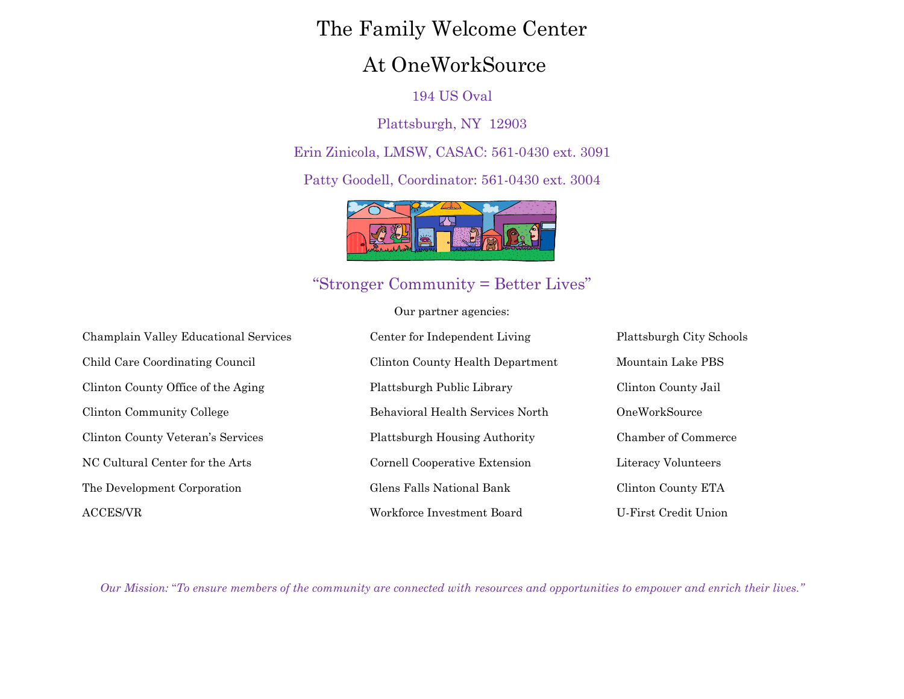# The Family Welcome Center

# At OneWorkSource

194 US Oval

Plattsburgh, NY  12903

Erin Zinicola, LMSW, CASAC: 561-0430 ext. 3091

Patty Goodell, Coordinator: 561-0430 ext. 3004

"Stronger Community = Better Lives"

Our partner agencies:

- Champlain Valley Educational Services
- Child Care Coordinating Council
- Clinton County Office of the Aging
- Clinton Community College
- Clinton County Veteran's Services
- NC Cultural Center for the Arts
- The Development Corporation
- ACCES/VR
- Center for Independent Living
- Clinton County Health Department
- Plattsburgh Public Library
- Behavioral Health Services North
- Plattsburgh Housing Authority
- Cornell Cooperative Extension
- Glens Falls National Bank
- Workforce Investment Board
- Plattsburgh City Schools
- Mountain Lake PBS
- Clinton County Jail
- OneWorkSource
- Chamber of Commerce
- Literacy Volunteers
- Clinton County ETA
- U-First Credit Union

*Our Mission: "To ensure members of the community are connected with resources and opportunities to empower and enrich their lives."*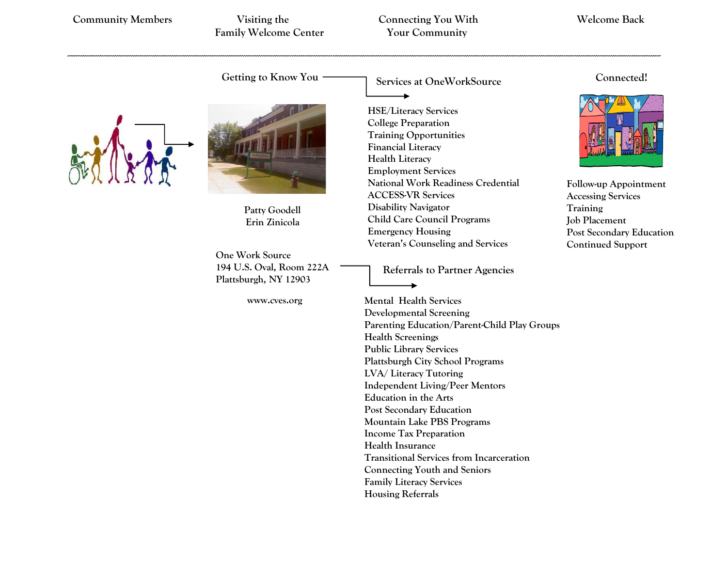Community Members | Visiting the Family Welcome Center | Connecting You With Your Community | Welcome Back

---

## Getting to Know You

Patty Goodell
Erin Zinicola

One Work Source
194 U.S. Oval, Room 222A
Plattsburgh, NY 12903

www.cves.org

## Services at OneWorkSource

- HSE/Literacy Services
- College Preparation
- Training Opportunities
- Financial Literacy
- Health Literacy
- Employment Services
- National Work Readiness Credential
- ACCESS-VR Services
- Disability Navigator
- Child Care Council Programs
- Emergency Housing
- Veteran's Counseling and Services

## Referrals to Partner Agencies

- Mental Health Services
- Developmental Screening
- Parenting Education/Parent-Child Play Groups
- Health Screenings
- Public Library Services
- Plattsburgh City School Programs
- LVA/ Literacy Tutoring
- Independent Living/Peer Mentors
- Education in the Arts
- Post Secondary Education
- Mountain Lake PBS Programs
- Income Tax Preparation
- Health Insurance
- Transitional Services from Incarceration
- Connecting Youth and Seniors
- Family Literacy Services
- Housing Referrals

## Connected!

- Follow-up Appointment
- Accessing Services
- Training
- Job Placement
- Post Secondary Education
- Continued Support